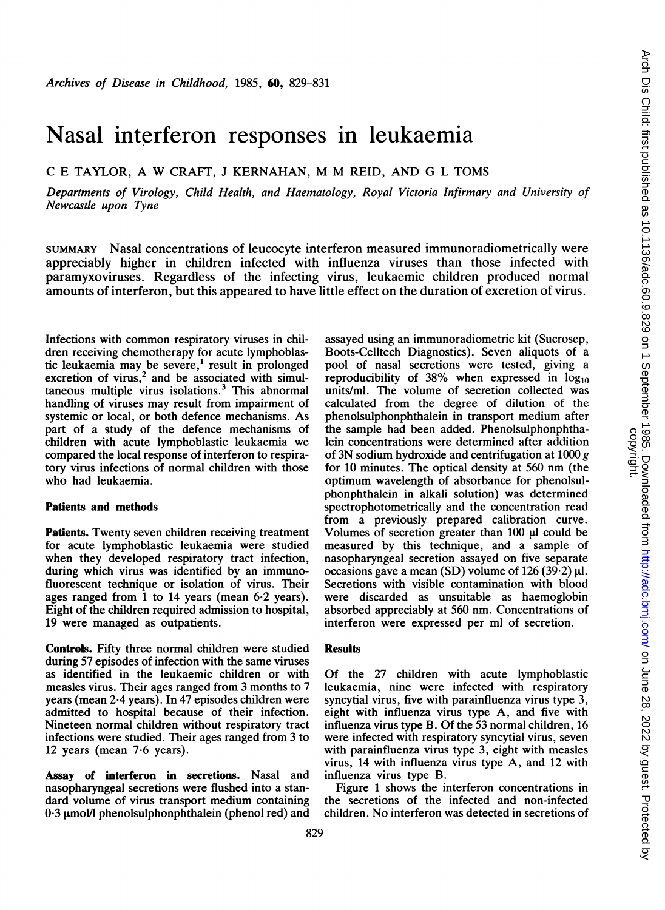# Nasal interferon responses in leukaemia

C E TAYLOR, A W CRAFT, J KERNAHAN, M M REID, AND G L TOMS

*Departments of Virology, Child Health, and Haematology, Royal Victoria Infirmary and University of Newcastle upon Tyne*

SUMMARY Nasal concentrations of leucocyte interferon measured immunoradiometrically were appreciably higher in children infected with influenza viruses than those infected with paramyxoviruses. Regardless of the infecting virus, leukaemic children produced normal amounts of interferon, but this appeared to have little effect on the duration of excretion of virus.

Infections with common respiratory viruses in children receiving chemotherapy for acute lymphoblastic leukaemia may be severe,[1] result in prolonged excretion of virus,[2] and be associated with simultaneous multiple virus isolations.[3] This abnormal handling of viruses may result from impairment of systemic or local, or both defence mechanisms. As part of a study of the defence mechanisms of children with acute lymphoblastic leukaemia we compared the local response of interferon to respiratory virus infections of normal children with those who had leukaemia.

## Patients and methods

**Patients.** Twenty seven children receiving treatment for acute lymphoblastic leukaemia were studied when they developed respiratory tract infection, during which virus was identified by an immunofluorescent technique or isolation of virus. Their ages ranged from 1 to 14 years (mean 6·2 years). Eight of the children required admission to hospital, 19 were managed as outpatients.

**Controls.** Fifty three normal children were studied during 57 episodes of infection with the same viruses as identified in the leukaemic children or with measles virus. Their ages ranged from 3 months to 7 years (mean 2·4 years). In 47 episodes children were admitted to hospital because of their infection. Nineteen normal children without respiratory tract infections were studied. Their ages ranged from 3 to 12 years (mean 7·6 years).

**Assay of interferon in secretions.** Nasal and nasopharyngeal secretions were flushed into a standard volume of virus transport medium containing 0·3 μmol/l phenolsulphonphthalein (phenol red) and assayed using an immunoradiometric kit (Sucrosep, Boots-Celltech Diagnostics). Seven aliquots of a pool of nasal secretions were tested, giving a reproducibility of 38% when expressed in $\log_{10}$ units/ml. The volume of secretion collected was calculated from the degree of dilution of the phenolsulphonphthalein in transport medium after the sample had been added. Phenolsulphonphthalein concentrations were determined after addition of 3N sodium hydroxide and centrifugation at 1000 $g$ for 10 minutes. The optical density at 560 nm (the optimum wavelength of absorbance for phenolsulphonphthalein in alkali solution) was determined spectrophotometrically and the concentration read from a previously prepared calibration curve. Volumes of secretion greater than 100 μl could be measured by this technique, and a sample of nasopharyngeal secretion assayed on five separate occasions gave a mean (SD) volume of 126 (39·2) μl. Secretions with visible contamination with blood were discarded as unsuitable as haemoglobin absorbed appreciably at 560 nm. Concentrations of interferon were expressed per ml of secretion.

## Results

Of the 27 children with acute lymphoblastic leukaemia, nine were infected with respiratory syncytial virus, five with parainfluenza virus type 3, eight with influenza virus type A, and five with influenza virus type B. Of the 53 normal children, 16 were infected with respiratory syncytial virus, seven with parainfluenza virus type 3, eight with measles virus, 14 with influenza virus type A, and 12 with influenza virus type B.

Figure 1 shows the interferon concentrations in the secretions of the infected and non-infected children. No interferon was detected in secretions of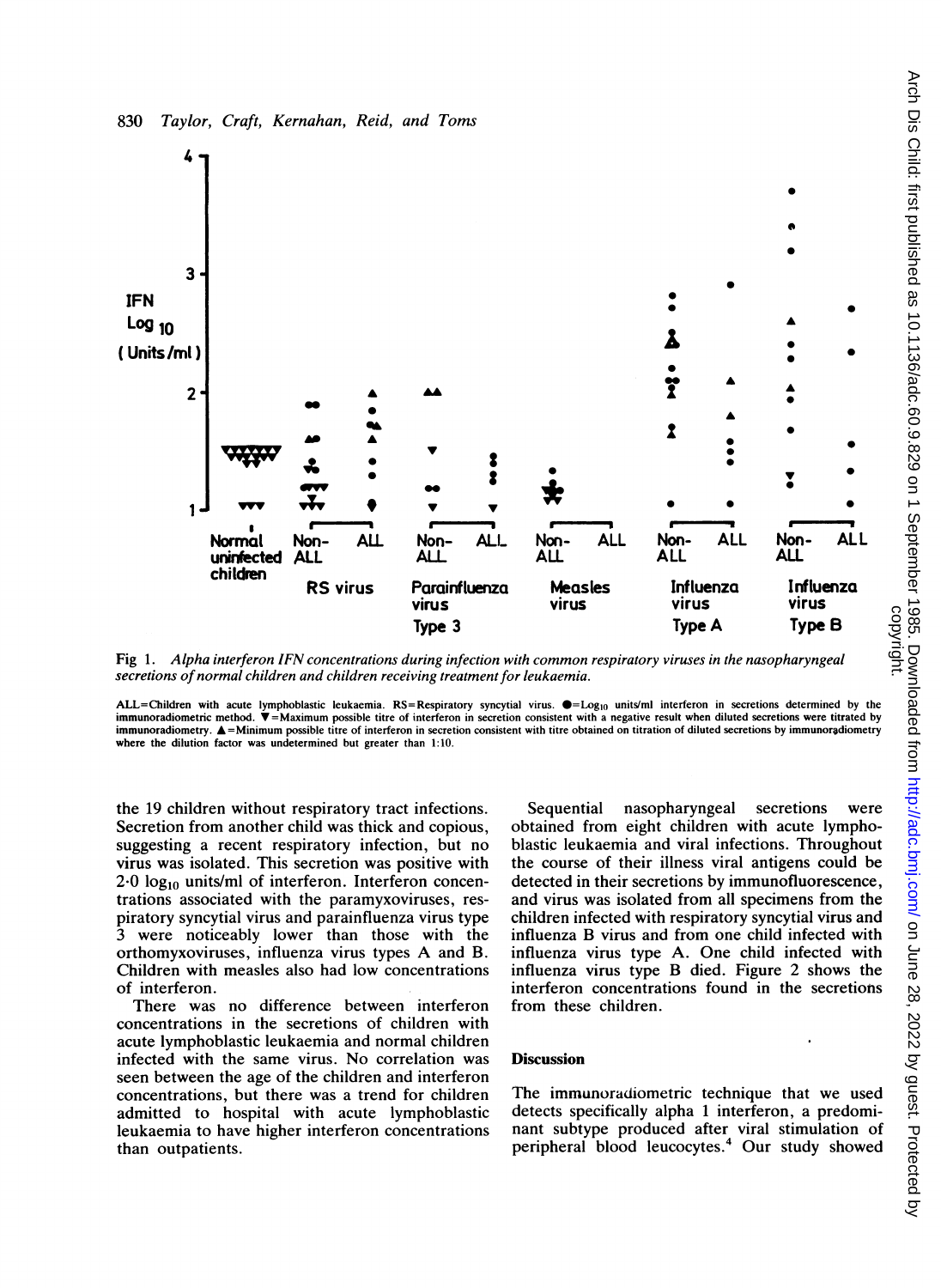Fig 1. *Alpha interferon IFN concentrations during infection with common respiratory viruses in the nasopharyngeal secretions of normal children and children receiving treatment for leukaemia.*

ALL=Children with acute lymphoblastic leukaemia. RS=Respiratory syncytial virus. ●=$Log_{10}$ units/ml interferon in secretions determined by the immunoradiometric method. ▼=Maximum possible titre of interferon in secretion consistent with a negative result when diluted secretions were titrated by immunoradiometry. ▲=Minimum possible titre of interferon in secretion consistent with titre obtained on titration of diluted secretions by immunoradiometry where the dilution factor was undetermined but greater than 1:10.

the 19 children without respiratory tract infections. Secretion from another child was thick and copious, suggesting a recent respiratory infection, but no virus was isolated. This secretion was positive with 2·0 $log_{10}$ units/ml of interferon. Interferon concentrations associated with the paramyxoviruses, respiratory syncytial virus and parainfluenza virus type 3 were noticeably lower than those with the orthomyxoviruses, influenza virus types A and B. Children with measles also had low concentrations of interferon.

There was no difference between interferon concentrations in the secretions of children with acute lymphoblastic leukaemia and normal children infected with the same virus. No correlation was seen between the age of the children and interferon concentrations, but there was a trend for children admitted to hospital with acute lymphoblastic leukaemia to have higher interferon concentrations than outpatients.

Sequential nasopharyngeal secretions were obtained from eight children with acute lymphoblastic leukaemia and viral infections. Throughout the course of their illness viral antigens could be detected in their secretions by immunofluorescence, and virus was isolated from all specimens from the children infected with respiratory syncytial virus and influenza B virus and from one child infected with influenza virus type A. One child infected with influenza virus type B died. Figure 2 shows the interferon concentrations found in the secretions from these children.

## Discussion

The immunoradiometric technique that we used detects specifically alpha 1 interferon, a predominant subtype produced after viral stimulation of peripheral blood leucocytes.[4] Our study showed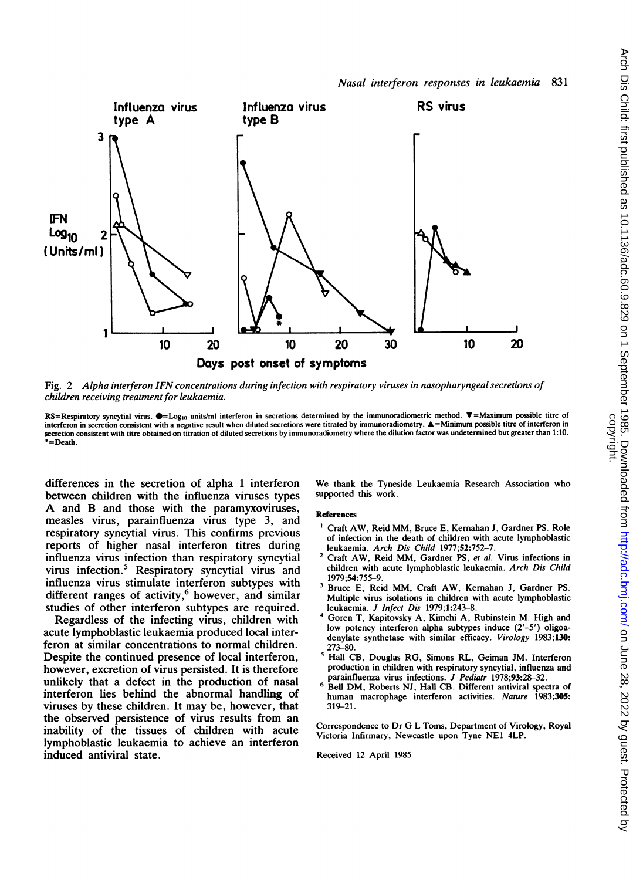Influenza virus type A

Influenza virus type B

RS virus

IFN
Log10
(Units/ml)

3
2
1

10
20
10
20
30
10
20

Days post onset of symptoms

Fig. 2 *Alpha interferon IFN concentrations during infection with respiratory viruses in nasopharyngeal secretions of children receiving treatment for leukaemia.*

RS=Respiratory syncytial virus. ●=$\text{Log}_{10}$ units/ml interferon in secretions determined by the immunoradiometric method. ▼=Maximum possible titre of interferon in secretion consistent with a negative result when diluted secretions were titrated by immunoradiometry. ▲=Minimum possible titre of interferon in secretion consistent with titre obtained on titration of diluted secretions by immunoradiometry where the dilution factor was undetermined but greater than 1:10. *=Death.

differences in the secretion of alpha 1 interferon between children with the influenza viruses types A and B and those with the paramyxoviruses, measles virus, parainfluenza virus type 3, and respiratory syncytial virus. This confirms previous reports of higher nasal interferon titres during influenza virus infection than respiratory syncytial virus infection.[5] Respiratory syncytial virus and influenza virus stimulate interferon subtypes with different ranges of activity,[6] however, and similar studies of other interferon subtypes are required.

Regardless of the infecting virus, children with acute lymphoblastic leukaemia produced local interferon at similar concentrations to normal children. Despite the continued presence of local interferon, however, excretion of virus persisted. It is therefore unlikely that a defect in the production of nasal interferon lies behind the abnormal handling of viruses by these children. It may be, however, that the observed persistence of virus results from an inability of the tissues of children with acute lymphoblastic leukaemia to achieve an interferon induced antiviral state.

We thank the Tyneside Leukaemia Research Association who supported this work.

## References

1. Craft AW, Reid MM, Bruce E, Kernahan J, Gardner PS. Role of infection in the death of children with acute lymphoblastic leukaemia. *Arch Dis Child* 1977;**52**:752–7.
2. Craft AW, Reid MM, Gardner PS, *et al.* Virus infections in children with acute lymphoblastic leukaemia. *Arch Dis Child* 1979;**54**:755–9.
3. Bruce E, Reid MM, Craft AW, Kernahan J, Gardner PS. Multiple virus isolations in children with acute lymphoblastic leukaemia. *J Infect Dis* 1979;**1**:243–8.
4. Goren T, Kapitovsky A, Kimchi A, Rubinstein M. High and low potency interferon alpha subtypes induce (2′-5′) oligoadenylate synthetase with similar efficacy. *Virology* 1983;**130**: 273–80.
5. Hall CB, Douglas RG, Simons RL, Geiman JM. Interferon production in children with respiratory syncytial, influenza and parainfluenza virus infections. *J Pediatr* 1978;**93**:28–32.
6. Bell DM, Roberts NJ, Hall CB. Different antiviral spectra of human macrophage interferon activities. *Nature* 1983;**305**: 319–21.

Correspondence to Dr G L Toms, Department of Virology, Royal Victoria Infirmary, Newcastle upon Tyne NE1 4LP.

Received 12 April 1985